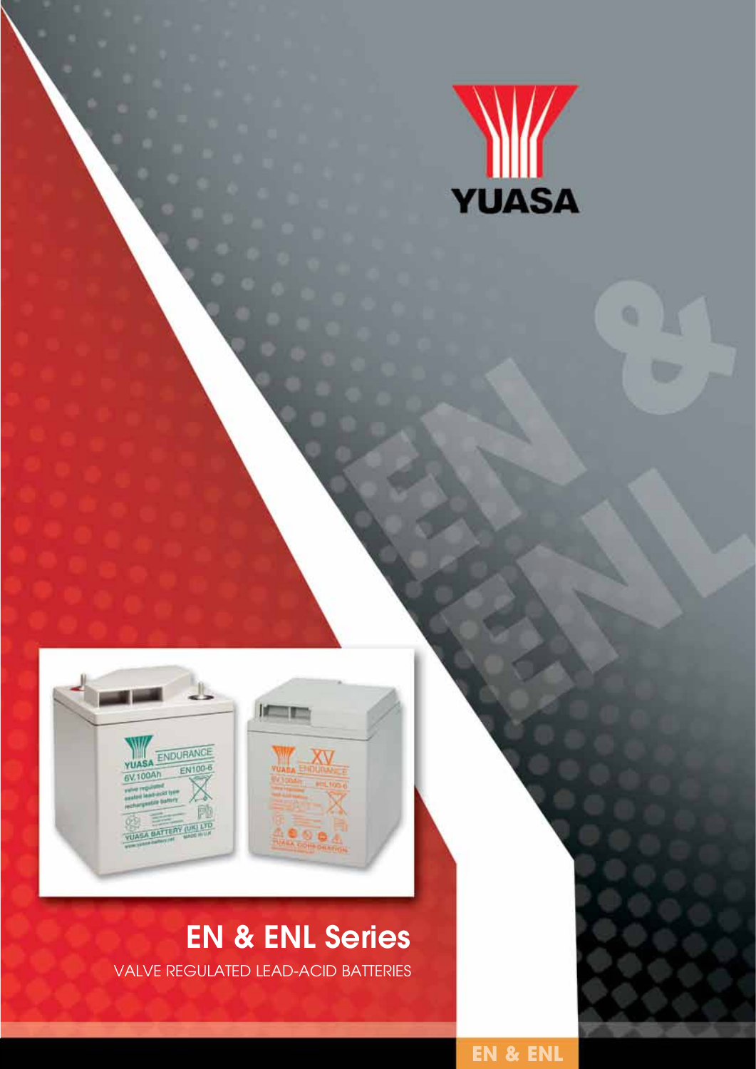YUASA

# EN & ENL Series

VALVE REGULATED LEAD-ACID BATTERIES

EN & ENL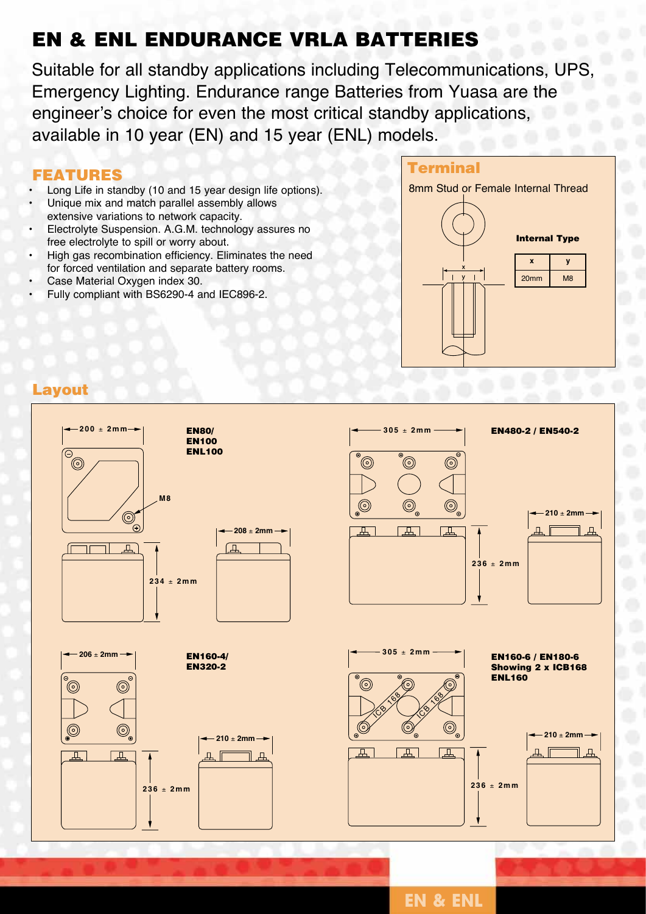# EN & ENL ENDURANCE VRLA BATTERIES

Suitable for all standby applications including Telecommunications, UPS, Emergency Lighting. Endurance range Batteries from Yuasa are the engineer's choice for even the most critical standby applications, available in 10 year (EN) and 15 year (ENL) models.

## FEATURES

- Long Life in standby (10 and 15 year design life options).
- Unique mix and match parallel assembly allows extensive variations to network capacity.
- Electrolyte Suspension. A.G.M. technology assures no free electrolyte to spill or worry about.
- High gas recombination efficiency. Eliminates the need for forced ventilation and separate battery rooms.
- Case Material Oxygen index 30.
- Fully compliant with BS6290-4 and IEC896-2.

## Terminal

8mm Stud or Female Internal Thread

**Internal Type**

| x | y |
|---|---|
| 20mm | M8 |

## Layout

**EN80/ EN100 ENL100**

200 ± 2mm, M8, 234 ± 2mm, 208 ± 2mm

**EN480-2 / EN540-2**

305 ± 2mm, 236 ± 2mm, 210 ± 2mm

**EN160-4/ EN320-2**

206 ± 2mm, 236 ± 2mm, 210 ± 2mm

**EN160-6 / EN180-6 Showing 2 x ICB168 ENL160**

305 ± 2mm, ICB 168, ICB 168, 236 ± 2mm, 210 ± 2mm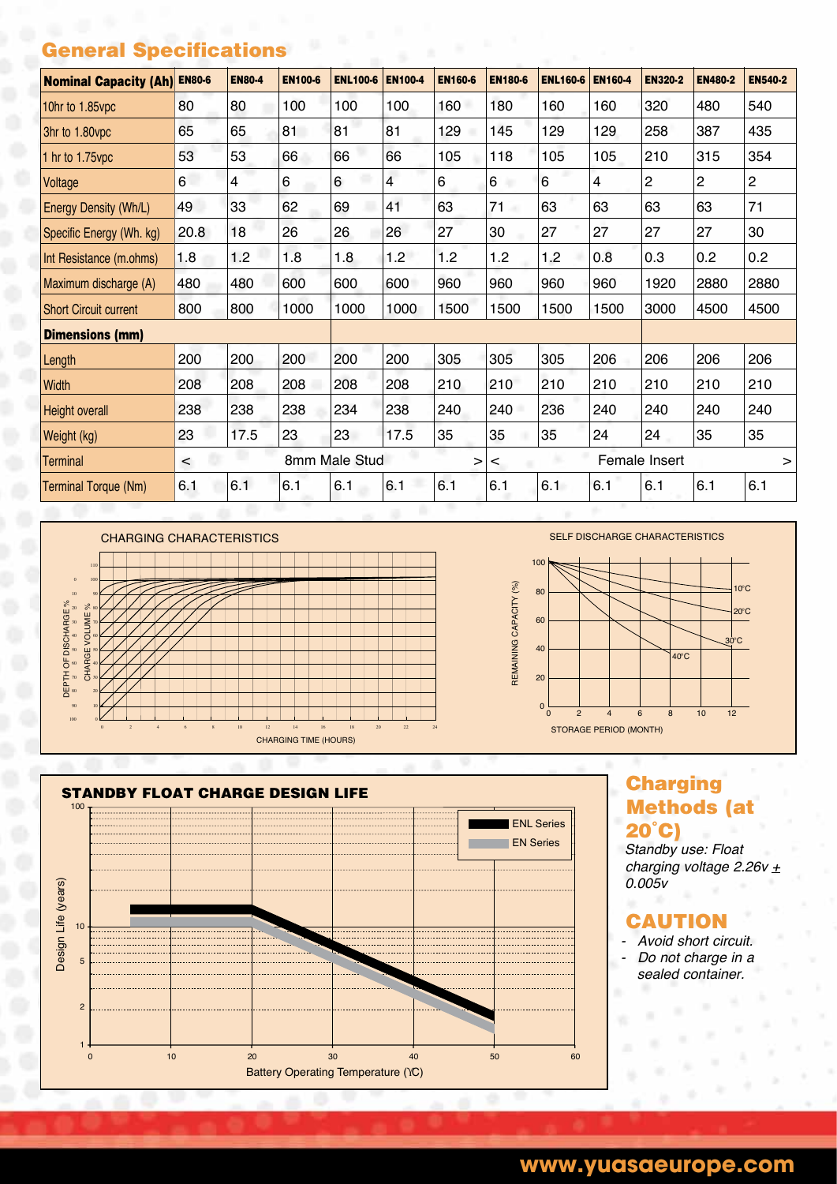## General Specifications

| Nominal Capacity (Ah) | EN80-6 | EN80-4 | EN100-6 | ENL100-6 | EN100-4 | EN160-6 | EN180-6 | ENL160-6 | EN160-4 | EN320-2 | EN480-2 | EN540-2 |
|---|---|---|---|---|---|---|---|---|---|---|---|---|
| 10hr to 1.85vpc | 80 | 80 | 100 | 100 | 100 | 160 | 180 | 160 | 160 | 320 | 480 | 540 |
| 3hr to 1.80vpc | 65 | 65 | 81 | 81 | 81 | 129 | 145 | 129 | 129 | 258 | 387 | 435 |
| 1 hr to 1.75vpc | 53 | 53 | 66 | 66 | 66 | 105 | 118 | 105 | 105 | 210 | 315 | 354 |
| Voltage | 6 | 4 | 6 | 6 | 4 | 6 | 6 | 6 | 4 | 2 | 2 | 2 |
| Energy Density (Wh/L) | 49 | 33 | 62 | 69 | 41 | 63 | 71 | 63 | 63 | 63 | 63 | 71 |
| Specific Energy (Wh. kg) | 20.8 | 18 | 26 | 26 | 26 | 27 | 30 | 27 | 27 | 27 | 27 | 30 |
| Int Resistance (m.ohms) | 1.8 | 1.2 | 1.8 | 1.8 | 1.2 | 1.2 | 1.2 | 1.2 | 0.8 | 0.3 | 0.2 | 0.2 |
| Maximum discharge (A) | 480 | 480 | 600 | 600 | 600 | 960 | 960 | 960 | 960 | 1920 | 2880 | 2880 |
| Short Circuit current | 800 | 800 | 1000 | 1000 | 1000 | 1500 | 1500 | 1500 | 1500 | 3000 | 4500 | 4500 |
| **Dimensions (mm)** | | | | | | | | | | | | |
| Length | 200 | 200 | 200 | 200 | 200 | 305 | 305 | 305 | 206 | 206 | 206 | 206 |
| Width | 208 | 208 | 208 | 208 | 208 | 210 | 210 | 210 | 210 | 210 | 210 | 210 |
| Height overall | 238 | 238 | 238 | 234 | 238 | 240 | 240 | 236 | 240 | 240 | 240 | 240 |
| Weight (kg) | 23 | 17.5 | 23 | 23 | 17.5 | 35 | 35 | 35 | 24 | 24 | 35 | 35 |
| Terminal | < 8mm Male Stud > | | | | | | < Female Insert > | | | | | |
| Terminal Torque (Nm) | 6.1 | 6.1 | 6.1 | 6.1 | 6.1 | 6.1 | 6.1 | 6.1 | 6.1 | 6.1 | 6.1 | 6.1 |

CHARGING CHARACTERISTICS

SELF DISCHARGE CHARACTERISTICS

STANDBY FLOAT CHARGE DESIGN LIFE

## Charging Methods (at 20˚C)

*Standby use: Float charging voltage 2.26v ± 0.005v*

## CAUTION

- *Avoid short circuit.*
- *Do not charge in a sealed container.*

www.yuasaeurope.com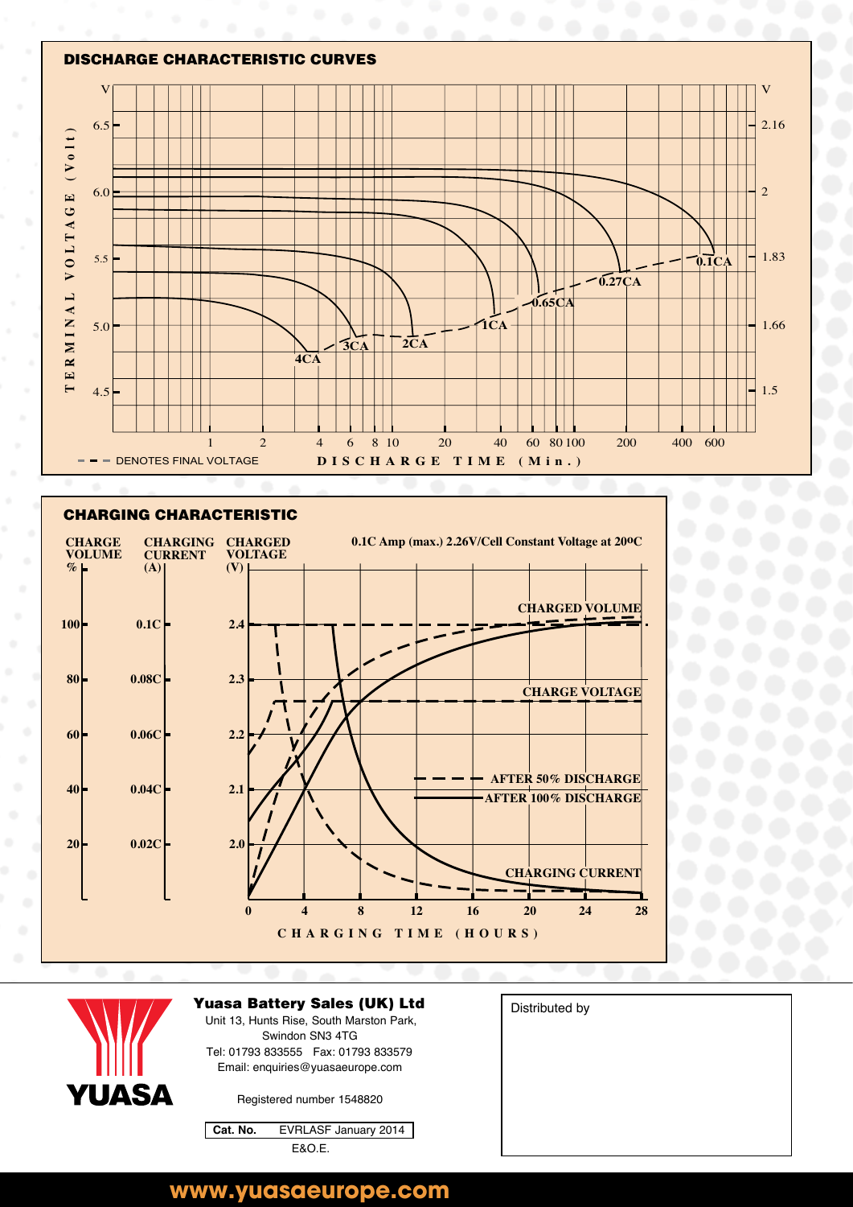## DISCHARGE CHARACTERISTIC CURVES

V

6.5

6.0

5.5

5.0

4.5

TERMINAL VOLTAGE (Volt)

V

2.16

2

1.83

1.66

1.5

4CA

3CA

2CA

1CA

0.65CA

0.27CA

0.1CA

1 2 4 6 8 10 20 40 60 80 100 200 400 600

DISCHARGE TIME (Min.)

- - - DENOTES FINAL VOLTAGE

## CHARGING CHARACTERISTIC

0.1C Amp (max.) 2.26V/Cell Constant Voltage at 20ºC

CHARGE VOLUME %

100

80

60

40

20

CHARGING CURRENT (A)

0.1C

0.08C

0.06C

0.04C

0.02C

CHARGED VOLTAGE (V)

2.4

2.3

2.2

2.1

2.0

CHARGED VOLUME

CHARGE VOLTAGE

AFTER 50% DISCHARGE

AFTER 100% DISCHARGE

CHARGING CURRENT

0 4 8 12 16 20 24 28

CHARGING TIME (HOURS)

**Yuasa Battery Sales (UK) Ltd**

Unit 13, Hunts Rise, South Marston Park,
Swindon SN3 4TG
Tel: 01793 833555 Fax: 01793 833579
Email: enquiries@yuasaeurope.com

Registered number 1548820

| | |
|---|---|
| **Cat. No.** | EVRLASF January 2014 |

E&O.E.

Distributed by

**www.yuasaeurope.com**